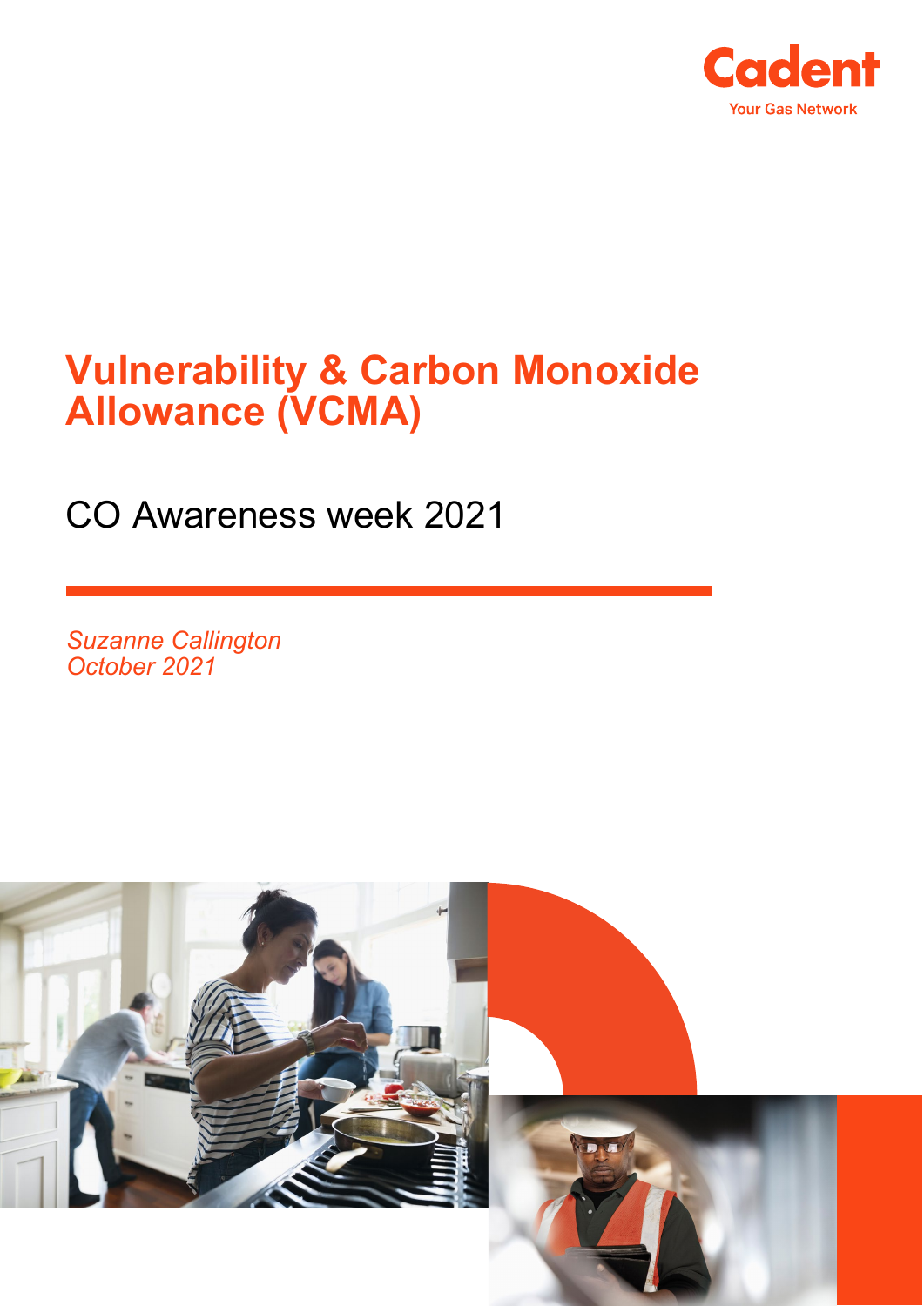Cadent
Your Gas Network

# Vulnerability & Carbon Monoxide Allowance (VCMA)

## CO Awareness week 2021

*Suzanne Callington*
*October 2021*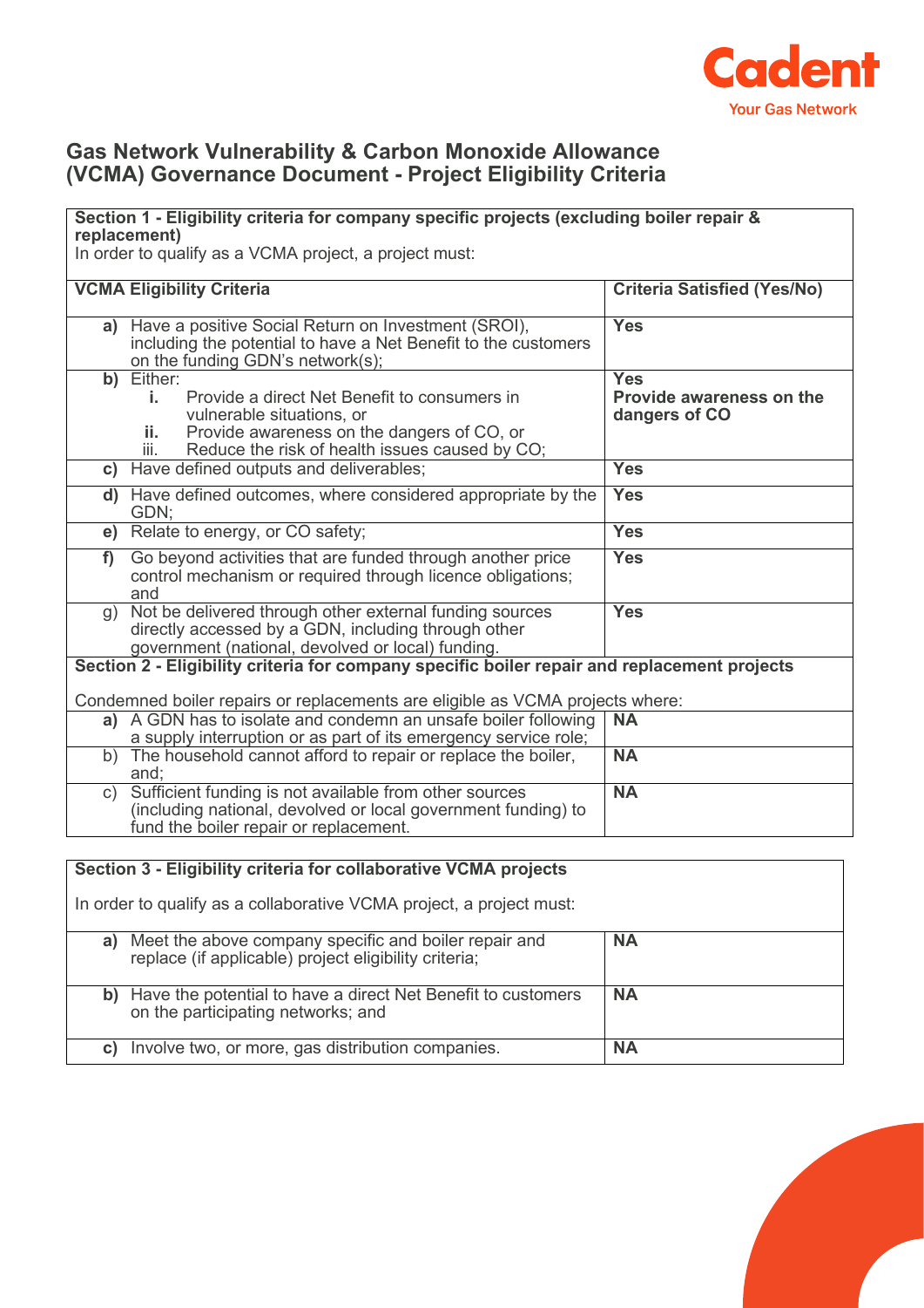# Gas Network Vulnerability & Carbon Monoxide Allowance (VCMA) Governance Document - Project Eligibility Criteria

| **Section 1 - Eligibility criteria for company specific projects (excluding boiler repair & replacement)**<br>In order to qualify as a VCMA project, a project must: | |
|---|---|
| **VCMA Eligibility Criteria** | **Criteria Satisfied (Yes/No)** |
| **a)** Have a positive Social Return on Investment (SROI), including the potential to have a Net Benefit to the customers on the funding GDN's network(s); | **Yes** |
| **b)** Either:<br>**i.** Provide a direct Net Benefit to consumers in vulnerable situations, or<br>**ii.** Provide awareness on the dangers of CO, or<br>iii. Reduce the risk of health issues caused by CO; | **Yes**<br>**Provide awareness on the dangers of CO** |
| **c)** Have defined outputs and deliverables; | **Yes** |
| **d)** Have defined outcomes, where considered appropriate by the GDN; | **Yes** |
| **e)** Relate to energy, or CO safety; | **Yes** |
| **f)** Go beyond activities that are funded through another price control mechanism or required through licence obligations; and | **Yes** |
| g) Not be delivered through other external funding sources directly accessed by a GDN, including through other government (national, devolved or local) funding. | **Yes** |
| **Section 2 - Eligibility criteria for company specific boiler repair and replacement projects**<br>Condemned boiler repairs or replacements are eligible as VCMA projects where: | |
| **a)** A GDN has to isolate and condemn an unsafe boiler following a supply interruption or as part of its emergency service role; | **NA** |
| b) The household cannot afford to repair or replace the boiler, and; | **NA** |
| c) Sufficient funding is not available from other sources (including national, devolved or local government funding) to fund the boiler repair or replacement. | **NA** |

| **Section 3 - Eligibility criteria for collaborative VCMA projects**<br>In order to qualify as a collaborative VCMA project, a project must: | |
|---|---|
| **a)** Meet the above company specific and boiler repair and replace (if applicable) project eligibility criteria; | **NA** |
| **b)** Have the potential to have a direct Net Benefit to customers on the participating networks; and | **NA** |
| **c)** Involve two, or more, gas distribution companies. | **NA** |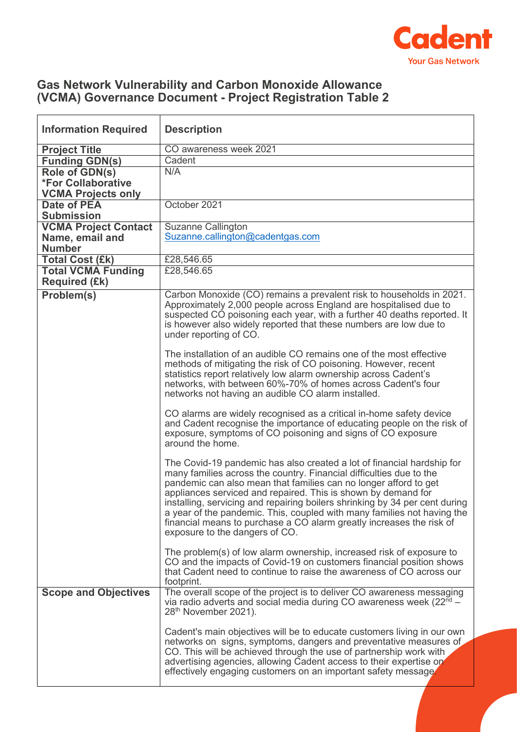## Gas Network Vulnerability and Carbon Monoxide Allowance (VCMA) Governance Document - Project Registration Table 2

| Information Required | Description |
|---|---|
| **Project Title** | CO awareness week 2021 |
| **Funding GDN(s)** | Cadent |
| **Role of GDN(s) *For Collaborative VCMA Projects only** | N/A |
| **Date of PEA Submission** | October 2021 |
| **VCMA Project Contact Name, email and Number** | Suzanne Callington<br>Suzanne.callington@cadentgas.com |
| **Total Cost (£k)** | £28,546.65 |
| **Total VCMA Funding Required (£k)** | £28,546.65 |
| **Problem(s)** | Carbon Monoxide (CO) remains a prevalent risk to households in 2021. Approximately 2,000 people across England are hospitalised due to suspected CO poisoning each year, with a further 40 deaths reported. It is however also widely reported that these numbers are low due to under reporting of CO.<br><br>The installation of an audible CO remains one of the most effective methods of mitigating the risk of CO poisoning. However, recent statistics report relatively low alarm ownership across Cadent's networks, with between 60%-70% of homes across Cadent's four networks not having an audible CO alarm installed.<br><br>CO alarms are widely recognised as a critical in-home safety device and Cadent recognise the importance of educating people on the risk of exposure, symptoms of CO poisoning and signs of CO exposure around the home.<br><br>The Covid-19 pandemic has also created a lot of financial hardship for many families across the country. Financial difficulties due to the pandemic can also mean that families can no longer afford to get appliances serviced and repaired. This is shown by demand for installing, servicing and repairing boilers shrinking by 34 per cent during a year of the pandemic. This, coupled with many families not having the financial means to purchase a CO alarm greatly increases the risk of exposure to the dangers of CO.<br><br>The problem(s) of low alarm ownership, increased risk of exposure to CO and the impacts of Covid-19 on customers financial position shows that Cadent need to continue to raise the awareness of CO across our footprint. |
| **Scope and Objectives** | The overall scope of the project is to deliver CO awareness messaging via radio adverts and social media during CO awareness week (22nd – 28th November 2021).<br><br>Cadent's main objectives will be to educate customers living in our own networks on signs, symptoms, dangers and preventative measures of CO. This will be achieved through the use of partnership work with advertising agencies, allowing Cadent access to their expertise on effectively engaging customers on an important safety message. |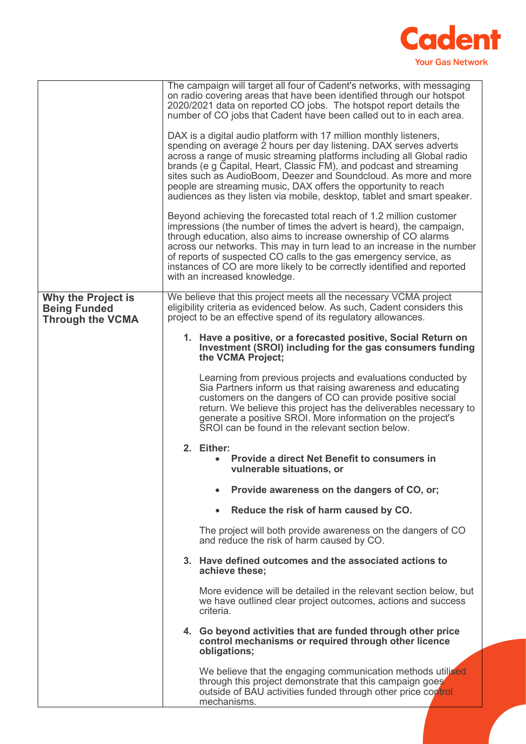| | |
|---|---|
| | The campaign will target all four of Cadent's networks, with messaging on radio covering areas that have been identified through our hotspot 2020/2021 data on reported CO jobs. The hotspot report details the number of CO jobs that Cadent have been called out to in each area.<br><br>DAX is a digital audio platform with 17 million monthly listeners, spending on average 2 hours per day listening. DAX serves adverts across a range of music streaming platforms including all Global radio brands (e g Capital, Heart, Classic FM), and podcast and streaming sites such as AudioBoom, Deezer and Soundcloud. As more and more people are streaming music, DAX offers the opportunity to reach audiences as they listen via mobile, desktop, tablet and smart speaker.<br><br>Beyond achieving the forecasted total reach of 1.2 million customer impressions (the number of times the advert is heard), the campaign, through education, also aims to increase ownership of CO alarms across our networks. This may in turn lead to an increase in the number of reports of suspected CO calls to the gas emergency service, as instances of CO are more likely to be correctly identified and reported with an increased knowledge. |
| **Why the Project is Being Funded Through the VCMA** | We believe that this project meets all the necessary VCMA project eligibility criteria as evidenced below. As such, Cadent considers this project to be an effective spend of its regulatory allowances.<br><br>1. **Have a positive, or a forecasted positive, Social Return on Investment (SROI) including for the gas consumers funding the VCMA Project;**<br><br>Learning from previous projects and evaluations conducted by Sia Partners inform us that raising awareness and educating customers on the dangers of CO can provide positive social return. We believe this project has the deliverables necessary to generate a positive SROI. More information on the project's SROI can be found in the relevant section below.<br><br>2. **Either:**<br>• **Provide a direct Net Benefit to consumers in vulnerable situations, or**<br>• **Provide awareness on the dangers of CO, or;**<br>• **Reduce the risk of harm caused by CO.**<br><br>The project will both provide awareness on the dangers of CO and reduce the risk of harm caused by CO.<br><br>3. **Have defined outcomes and the associated actions to achieve these;**<br><br>More evidence will be detailed in the relevant section below, but we have outlined clear project outcomes, actions and success criteria.<br><br>4. **Go beyond activities that are funded through other price control mechanisms or required through other licence obligations;**<br><br>We believe that the engaging communication methods utilised through this project demonstrate that this campaign goes outside of BAU activities funded through other price control mechanisms. |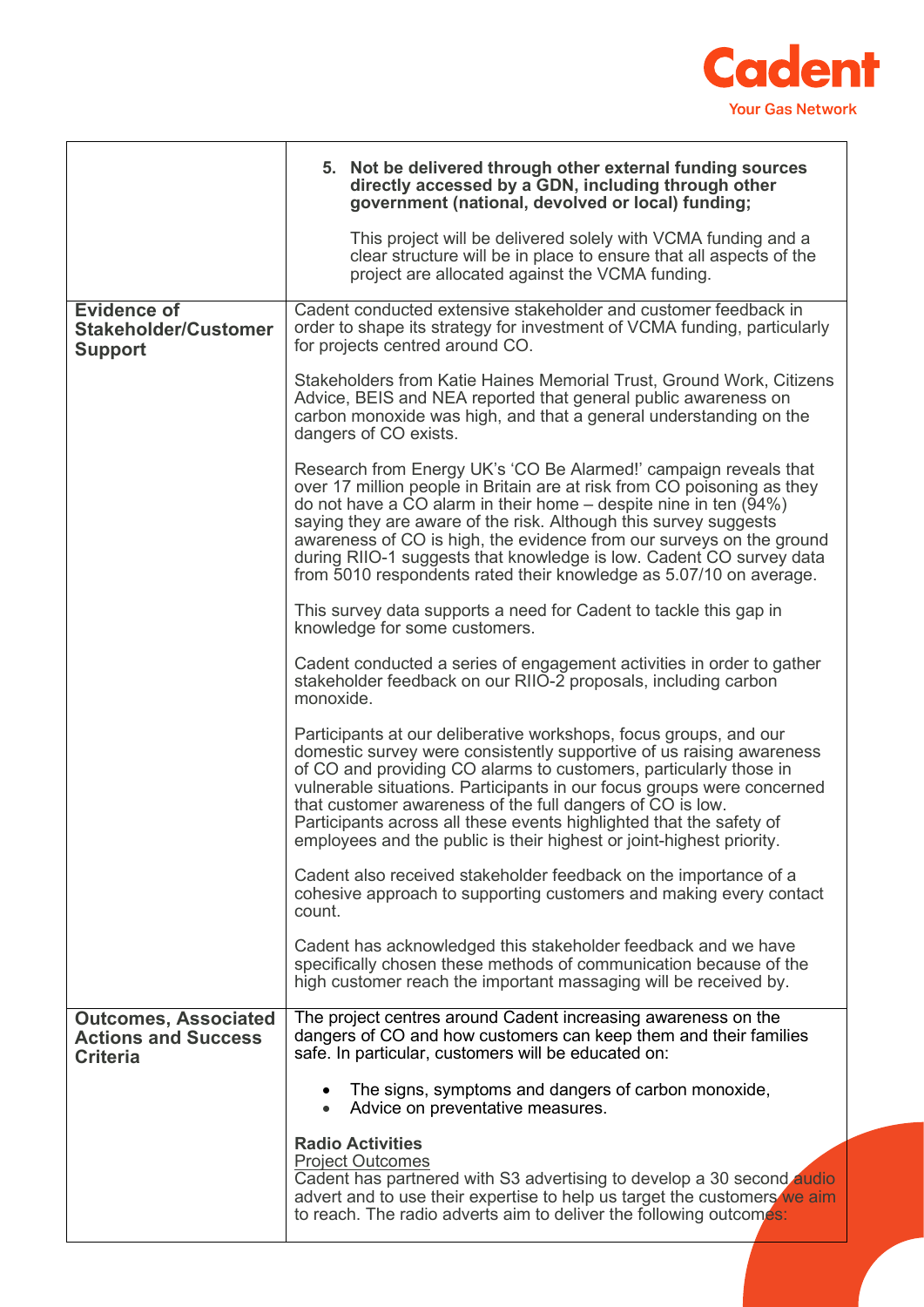| | |
|---|---|
| | **5. Not be delivered through other external funding sources directly accessed by a GDN, including through other government (national, devolved or local) funding;**<br><br>This project will be delivered solely with VCMA funding and a clear structure will be in place to ensure that all aspects of the project are allocated against the VCMA funding. |
| **Evidence of Stakeholder/Customer Support** | Cadent conducted extensive stakeholder and customer feedback in order to shape its strategy for investment of VCMA funding, particularly for projects centred around CO.<br><br>Stakeholders from Katie Haines Memorial Trust, Ground Work, Citizens Advice, BEIS and NEA reported that general public awareness on carbon monoxide was high, and that a general understanding on the dangers of CO exists.<br><br>Research from Energy UK's 'CO Be Alarmed!' campaign reveals that over 17 million people in Britain are at risk from CO poisoning as they do not have a CO alarm in their home – despite nine in ten (94%) saying they are aware of the risk. Although this survey suggests awareness of CO is high, the evidence from our surveys on the ground during RIIO-1 suggests that knowledge is low. Cadent CO survey data from 5010 respondents rated their knowledge as 5.07/10 on average.<br><br>This survey data supports a need for Cadent to tackle this gap in knowledge for some customers.<br><br>Cadent conducted a series of engagement activities in order to gather stakeholder feedback on our RIIO-2 proposals, including carbon monoxide.<br><br>Participants at our deliberative workshops, focus groups, and our domestic survey were consistently supportive of us raising awareness of CO and providing CO alarms to customers, particularly those in vulnerable situations. Participants in our focus groups were concerned that customer awareness of the full dangers of CO is low. Participants across all these events highlighted that the safety of employees and the public is their highest or joint-highest priority.<br><br>Cadent also received stakeholder feedback on the importance of a cohesive approach to supporting customers and making every contact count.<br><br>Cadent has acknowledged this stakeholder feedback and we have specifically chosen these methods of communication because of the high customer reach the important massaging will be received by. |
| **Outcomes, Associated Actions and Success Criteria** | The project centres around Cadent increasing awareness on the dangers of CO and how customers can keep them and their families safe. In particular, customers will be educated on:<br><br>• The signs, symptoms and dangers of carbon monoxide,<br>• Advice on preventative measures.<br><br>**Radio Activities**<br><u>Project Outcomes</u><br>Cadent has partnered with S3 advertising to develop a 30 second audio advert and to use their expertise to help us target the customers we aim to reach. The radio adverts aim to deliver the following outcomes: |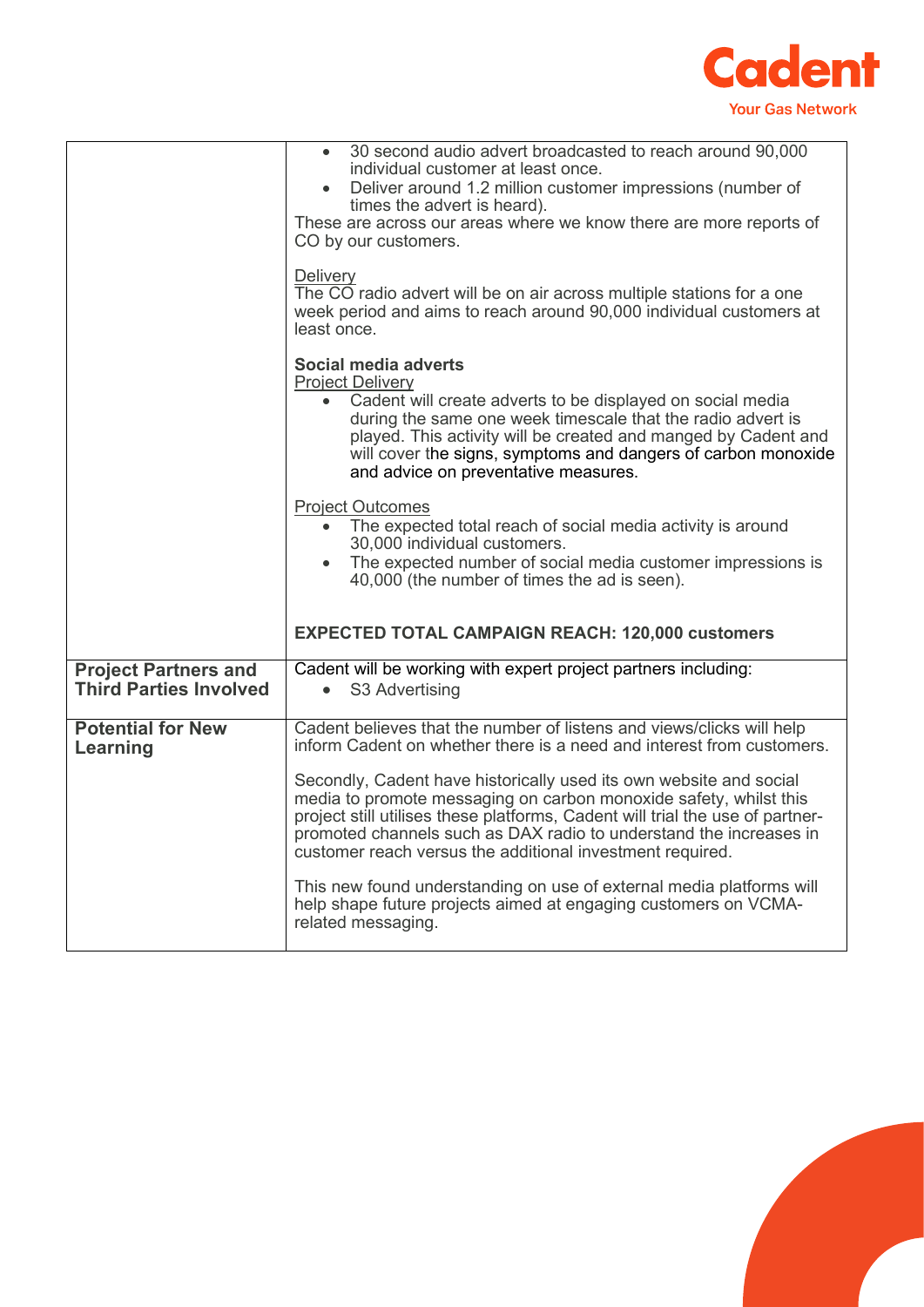| | |
|---|---|
| | • 30 second audio advert broadcasted to reach around 90,000 individual customer at least once.<br>• Deliver around 1.2 million customer impressions (number of times the advert is heard).<br>These are across our areas where we know there are more reports of CO by our customers.<br><br><u>Delivery</u><br>The CO radio advert will be on air across multiple stations for a one week period and aims to reach around 90,000 individual customers at least once.<br><br>**Social media adverts**<br><u>Project Delivery</u><br>• Cadent will create adverts to be displayed on social media during the same one week timescale that the radio advert is played. This activity will be created and manged by Cadent and will cover the signs, symptoms and dangers of carbon monoxide and advice on preventative measures.<br><br><u>Project Outcomes</u><br>• The expected total reach of social media activity is around 30,000 individual customers.<br>• The expected number of social media customer impressions is 40,000 (the number of times the ad is seen).<br><br>**EXPECTED TOTAL CAMPAIGN REACH: 120,000 customers** |
| **Project Partners and Third Parties Involved** | Cadent will be working with expert project partners including:<br>• S3 Advertising |
| **Potential for New Learning** | Cadent believes that the number of listens and views/clicks will help inform Cadent on whether there is a need and interest from customers.<br><br>Secondly, Cadent have historically used its own website and social media to promote messaging on carbon monoxide safety, whilst this project still utilises these platforms, Cadent will trial the use of partner-promoted channels such as DAX radio to understand the increases in customer reach versus the additional investment required.<br><br>This new found understanding on use of external media platforms will help shape future projects aimed at engaging customers on VCMA-related messaging. |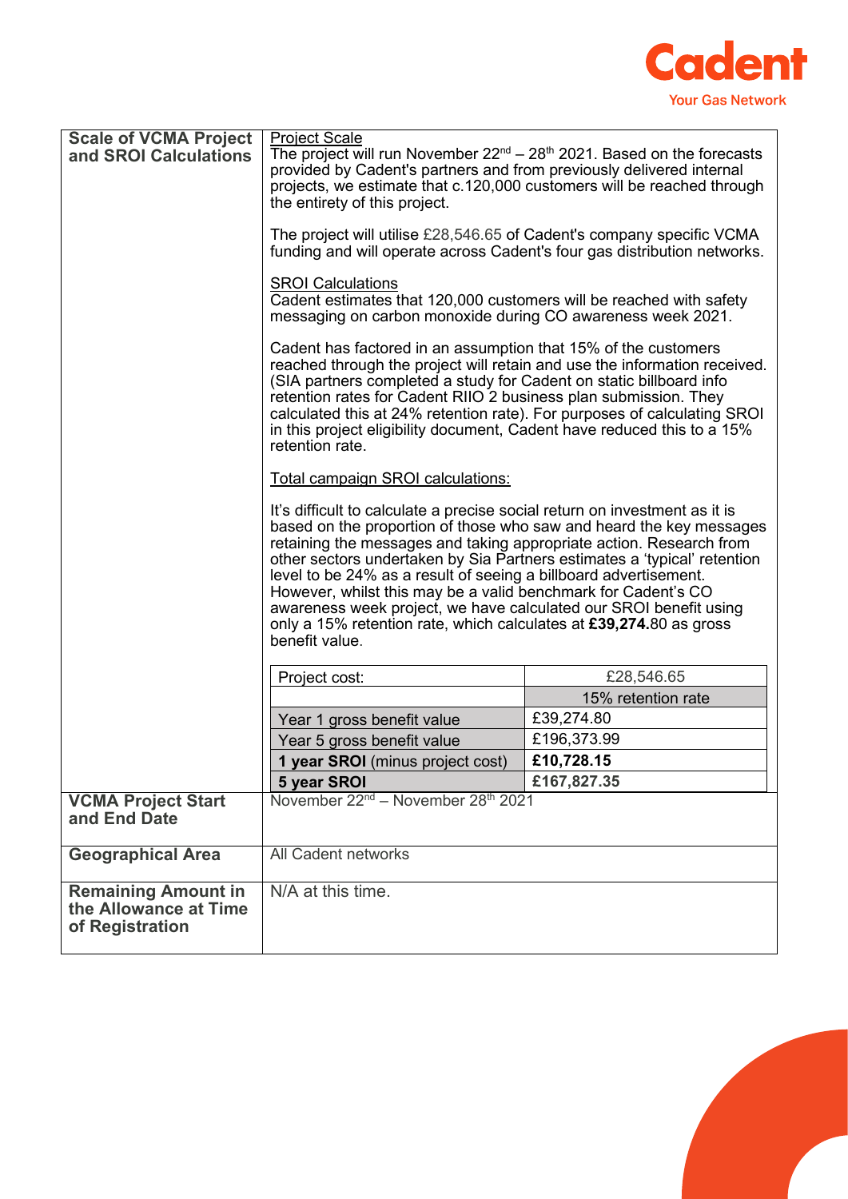| | |
|---|---|
| **Scale of VCMA Project and SROI Calculations** | Project Scale<br>The project will run November 22nd – 28th 2021. Based on the forecasts provided by Cadent's partners and from previously delivered internal projects, we estimate that c.120,000 customers will be reached through the entirety of this project.<br><br>The project will utilise £28,546.65 of Cadent's company specific VCMA funding and will operate across Cadent's four gas distribution networks.<br><br>SROI Calculations<br>Cadent estimates that 120,000 customers will be reached with safety messaging on carbon monoxide during CO awareness week 2021.<br><br>Cadent has factored in an assumption that 15% of the customers reached through the project will retain and use the information received. (SIA partners completed a study for Cadent on static billboard info retention rates for Cadent RIIO 2 business plan submission. They calculated this at 24% retention rate). For purposes of calculating SROI in this project eligibility document, Cadent have reduced this to a 15% retention rate.<br><br>Total campaign SROI calculations:<br><br>It's difficult to calculate a precise social return on investment as it is based on the proportion of those who saw and heard the key messages retaining the messages and taking appropriate action. Research from other sectors undertaken by Sia Partners estimates a 'typical' retention level to be 24% as a result of seeing a billboard advertisement. However, whilst this may be a valid benchmark for Cadent's CO awareness week project, we have calculated our SROI benefit using only a 15% retention rate, which calculates at **£39,274.**80 as gross benefit value. |
| **VCMA Project Start and End Date** | November 22nd – November 28th 2021 |
| **Geographical Area** | All Cadent networks |
| **Remaining Amount in the Allowance at Time of Registration** | N/A at this time. |

| Project cost: | £28,546.65 |
|---|---|
| | 15% retention rate |
| Year 1 gross benefit value | £39,274.80 |
| Year 5 gross benefit value | £196,373.99 |
| **1 year SROI** (minus project cost) | **£10,728.15** |
| **5 year SROI** | **£167,827.35** |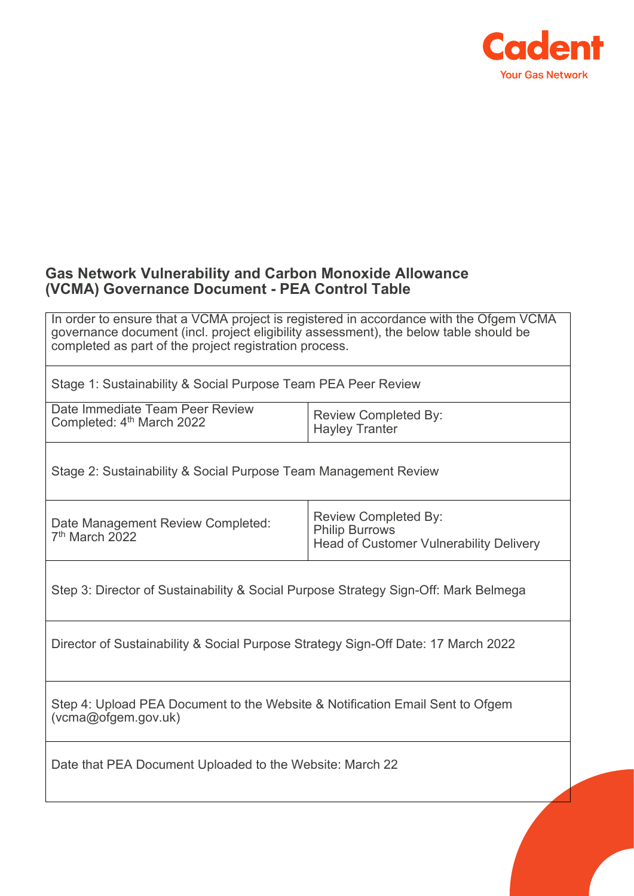## Gas Network Vulnerability and Carbon Monoxide Allowance (VCMA) Governance Document - PEA Control Table

| In order to ensure that a VCMA project is registered in accordance with the Ofgem VCMA governance document (incl. project eligibility assessment), the below table should be completed as part of the project registration process. | |
|---|---|
| Stage 1: Sustainability & Social Purpose Team PEA Peer Review | |
| Date Immediate Team Peer Review Completed: 4th March 2022 | Review Completed By: Hayley Tranter |
| Stage 2: Sustainability & Social Purpose Team Management Review | |
| Date Management Review Completed: 7th March 2022 | Review Completed By: Philip Burrows Head of Customer Vulnerability Delivery |
| Step 3: Director of Sustainability & Social Purpose Strategy Sign-Off: Mark Belmega | |
| Director of Sustainability & Social Purpose Strategy Sign-Off Date: 17 March 2022 | |
| Step 4: Upload PEA Document to the Website & Notification Email Sent to Ofgem (vcma@ofgem.gov.uk) | |
| Date that PEA Document Uploaded to the Website: March 22 | |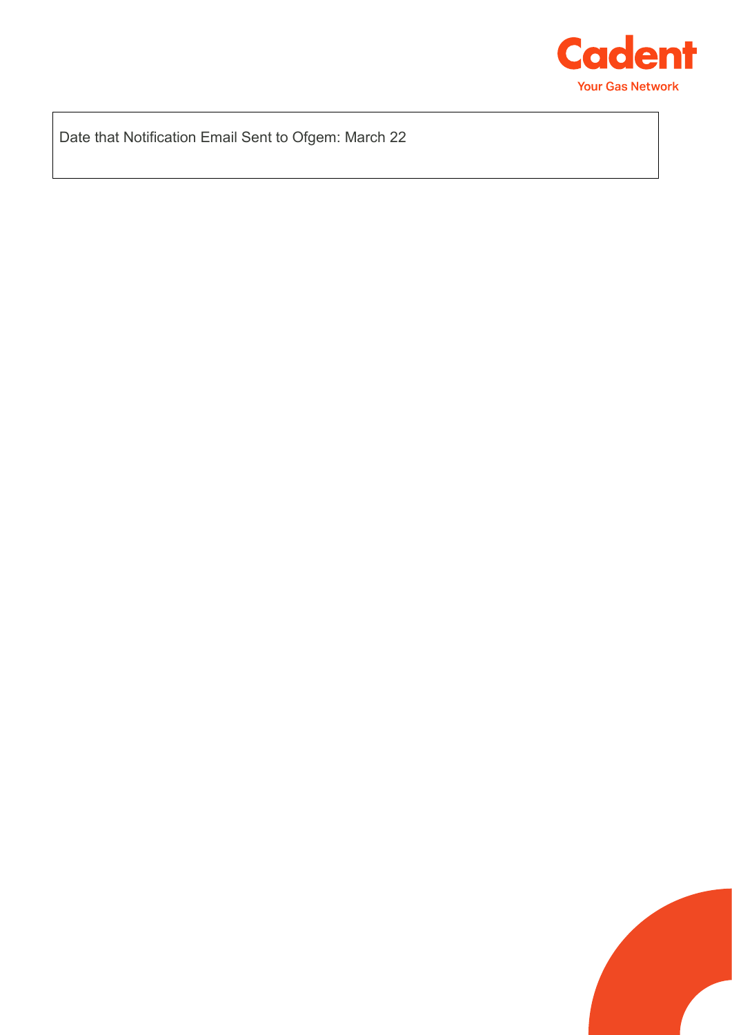Date that Notification Email Sent to Ofgem: March 22